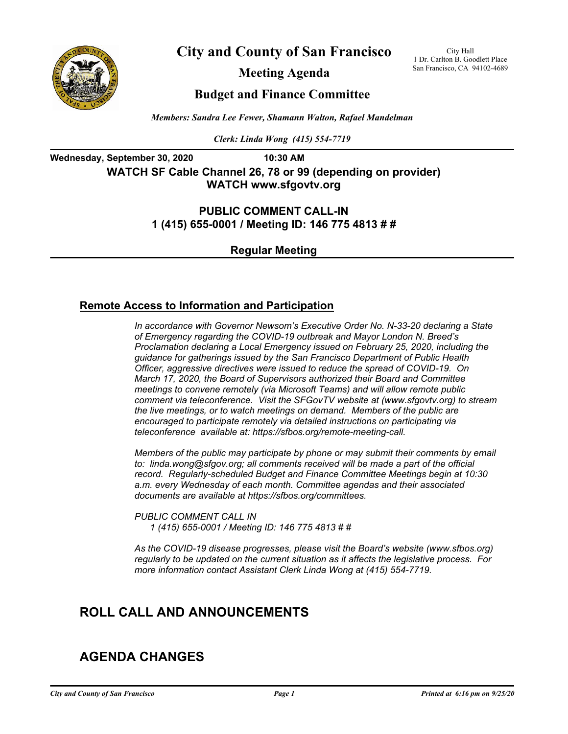# City and County of San Francisco

City Hall
1 Dr. Carlton B. Goodlett Place
San Francisco, CA 94102-4689

## Meeting Agenda

## Budget and Finance Committee

*Members: Sandra Lee Fewer, Shamann Walton, Rafael Mandelman*

*Clerk: Linda Wong (415) 554-7719*

**Wednesday, September 30, 2020 10:30 AM**

**WATCH SF Cable Channel 26, 78 or 99 (depending on provider)**
**WATCH www.sfgovtv.org**

**PUBLIC COMMENT CALL-IN**
**1 (415) 655-0001 / Meeting ID: 146 775 4813 # #**

**Regular Meeting**

### Remote Access to Information and Participation

*In accordance with Governor Newsom's Executive Order No. N-33-20 declaring a State of Emergency regarding the COVID-19 outbreak and Mayor London N. Breed's Proclamation declaring a Local Emergency issued on February 25, 2020, including the guidance for gatherings issued by the San Francisco Department of Public Health Officer, aggressive directives were issued to reduce the spread of COVID-19. On March 17, 2020, the Board of Supervisors authorized their Board and Committee meetings to convene remotely (via Microsoft Teams) and will allow remote public comment via teleconference. Visit the SFGovTV website at (www.sfgovtv.org) to stream the live meetings, or to watch meetings on demand. Members of the public are encouraged to participate remotely via detailed instructions on participating via teleconference available at: https://sfbos.org/remote-meeting-call.*

*Members of the public may participate by phone or may submit their comments by email to: linda.wong@sfgov.org; all comments received will be made a part of the official record. Regularly-scheduled Budget and Finance Committee Meetings begin at 10:30 a.m. every Wednesday of each month. Committee agendas and their associated documents are available at https://sfbos.org/committees.*

*PUBLIC COMMENT CALL IN*
*1 (415) 655-0001 / Meeting ID: 146 775 4813 # #*

*As the COVID-19 disease progresses, please visit the Board's website (www.sfbos.org) regularly to be updated on the current situation as it affects the legislative process. For more information contact Assistant Clerk Linda Wong at (415) 554-7719.*

## ROLL CALL AND ANNOUNCEMENTS

## AGENDA CHANGES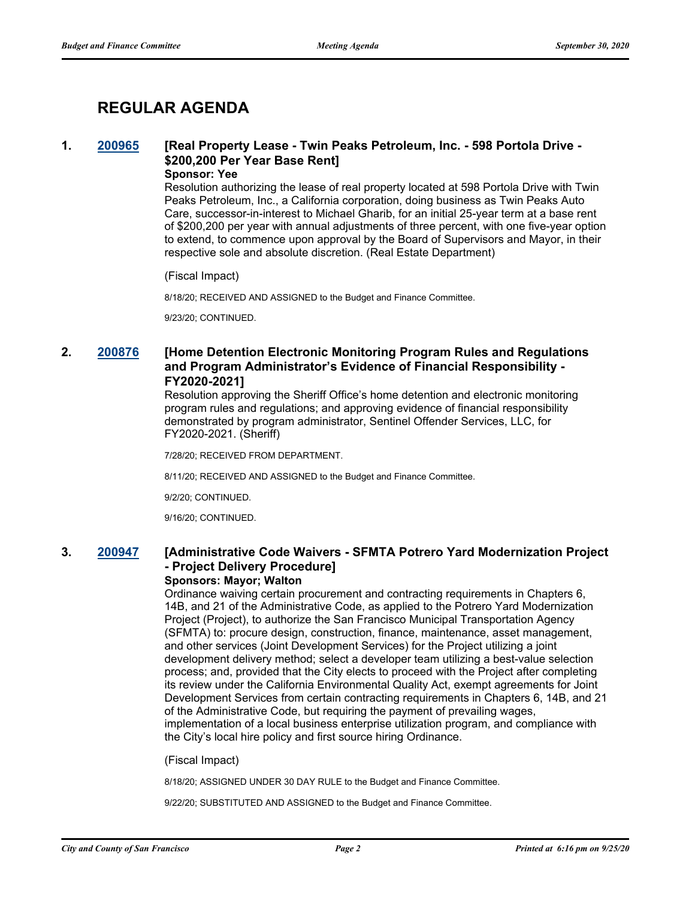# REGULAR AGENDA

**1. [200965](#) [Real Property Lease - Twin Peaks Petroleum, Inc. - 598 Portola Drive - $200,200 Per Year Base Rent]**

**Sponsor: Yee**

Resolution authorizing the lease of real property located at 598 Portola Drive with Twin Peaks Petroleum, Inc., a California corporation, doing business as Twin Peaks Auto Care, successor-in-interest to Michael Gharib, for an initial 25-year term at a base rent of $200,200 per year with annual adjustments of three percent, with one five-year option to extend, to commence upon approval by the Board of Supervisors and Mayor, in their respective sole and absolute discretion. (Real Estate Department)

(Fiscal Impact)

8/18/20; RECEIVED AND ASSIGNED to the Budget and Finance Committee.

9/23/20; CONTINUED.

**2. [200876](#) [Home Detention Electronic Monitoring Program Rules and Regulations and Program Administrator's Evidence of Financial Responsibility - FY2020-2021]**

Resolution approving the Sheriff Office's home detention and electronic monitoring program rules and regulations; and approving evidence of financial responsibility demonstrated by program administrator, Sentinel Offender Services, LLC, for FY2020-2021. (Sheriff)

7/28/20; RECEIVED FROM DEPARTMENT.

8/11/20; RECEIVED AND ASSIGNED to the Budget and Finance Committee.

9/2/20; CONTINUED.

9/16/20; CONTINUED.

**3. [200947](#) [Administrative Code Waivers - SFMTA Potrero Yard Modernization Project - Project Delivery Procedure]**

**Sponsors: Mayor; Walton**

Ordinance waiving certain procurement and contracting requirements in Chapters 6, 14B, and 21 of the Administrative Code, as applied to the Potrero Yard Modernization Project (Project), to authorize the San Francisco Municipal Transportation Agency (SFMTA) to: procure design, construction, finance, maintenance, asset management, and other services (Joint Development Services) for the Project utilizing a joint development delivery method; select a developer team utilizing a best-value selection process; and, provided that the City elects to proceed with the Project after completing its review under the California Environmental Quality Act, exempt agreements for Joint Development Services from certain contracting requirements in Chapters 6, 14B, and 21 of the Administrative Code, but requiring the payment of prevailing wages, implementation of a local business enterprise utilization program, and compliance with the City's local hire policy and first source hiring Ordinance.

(Fiscal Impact)

8/18/20; ASSIGNED UNDER 30 DAY RULE to the Budget and Finance Committee.

9/22/20; SUBSTITUTED AND ASSIGNED to the Budget and Finance Committee.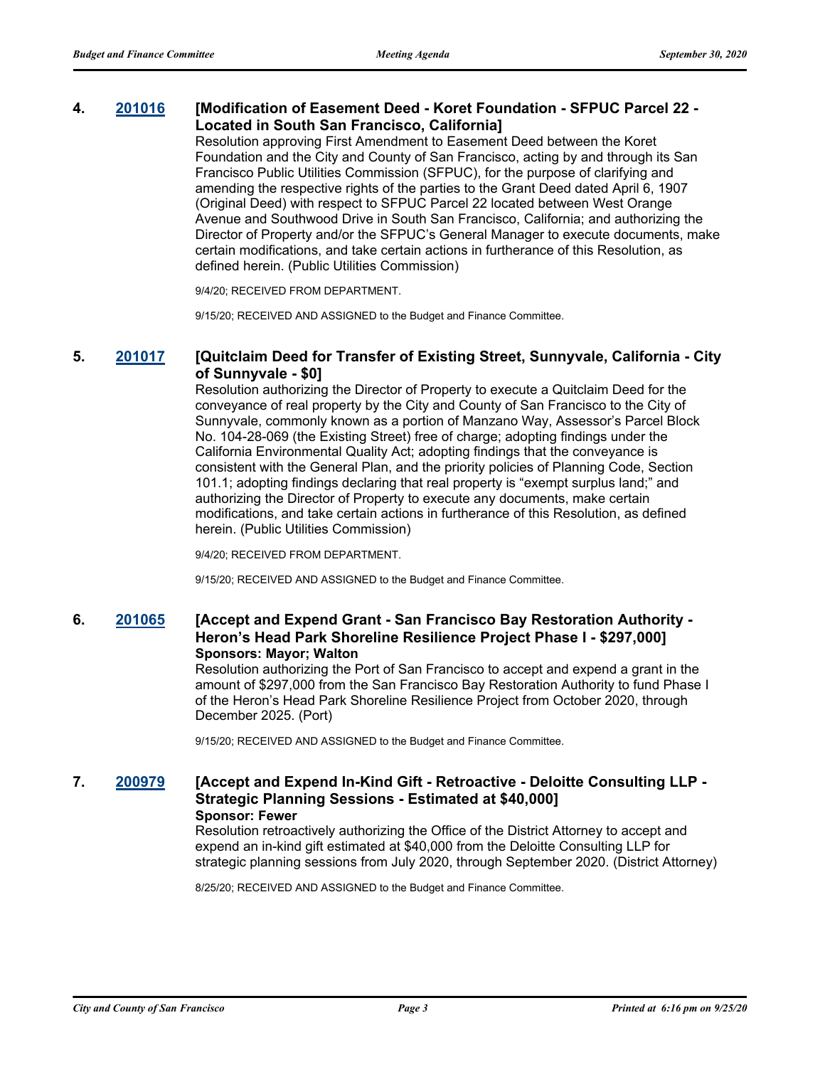**4. 201016 [Modification of Easement Deed - Koret Foundation - SFPUC Parcel 22 - Located in South San Francisco, California]**

Resolution approving First Amendment to Easement Deed between the Koret Foundation and the City and County of San Francisco, acting by and through its San Francisco Public Utilities Commission (SFPUC), for the purpose of clarifying and amending the respective rights of the parties to the Grant Deed dated April 6, 1907 (Original Deed) with respect to SFPUC Parcel 22 located between West Orange Avenue and Southwood Drive in South San Francisco, California; and authorizing the Director of Property and/or the SFPUC's General Manager to execute documents, make certain modifications, and take certain actions in furtherance of this Resolution, as defined herein. (Public Utilities Commission)

9/4/20; RECEIVED FROM DEPARTMENT.

9/15/20; RECEIVED AND ASSIGNED to the Budget and Finance Committee.

**5. 201017 [Quitclaim Deed for Transfer of Existing Street, Sunnyvale, California - City of Sunnyvale - $0]**

Resolution authorizing the Director of Property to execute a Quitclaim Deed for the conveyance of real property by the City and County of San Francisco to the City of Sunnyvale, commonly known as a portion of Manzano Way, Assessor's Parcel Block No. 104-28-069 (the Existing Street) free of charge; adopting findings under the California Environmental Quality Act; adopting findings that the conveyance is consistent with the General Plan, and the priority policies of Planning Code, Section 101.1; adopting findings declaring that real property is "exempt surplus land;" and authorizing the Director of Property to execute any documents, make certain modifications, and take certain actions in furtherance of this Resolution, as defined herein. (Public Utilities Commission)

9/4/20; RECEIVED FROM DEPARTMENT.

9/15/20; RECEIVED AND ASSIGNED to the Budget and Finance Committee.

**6. 201065 [Accept and Expend Grant - San Francisco Bay Restoration Authority - Heron's Head Park Shoreline Resilience Project Phase I - $297,000]**

**Sponsors: Mayor; Walton**

Resolution authorizing the Port of San Francisco to accept and expend a grant in the amount of $297,000 from the San Francisco Bay Restoration Authority to fund Phase I of the Heron's Head Park Shoreline Resilience Project from October 2020, through December 2025. (Port)

9/15/20; RECEIVED AND ASSIGNED to the Budget and Finance Committee.

**7. 200979 [Accept and Expend In-Kind Gift - Retroactive - Deloitte Consulting LLP - Strategic Planning Sessions - Estimated at $40,000]**

**Sponsor: Fewer**

Resolution retroactively authorizing the Office of the District Attorney to accept and expend an in-kind gift estimated at $40,000 from the Deloitte Consulting LLP for strategic planning sessions from July 2020, through September 2020. (District Attorney)

8/25/20; RECEIVED AND ASSIGNED to the Budget and Finance Committee.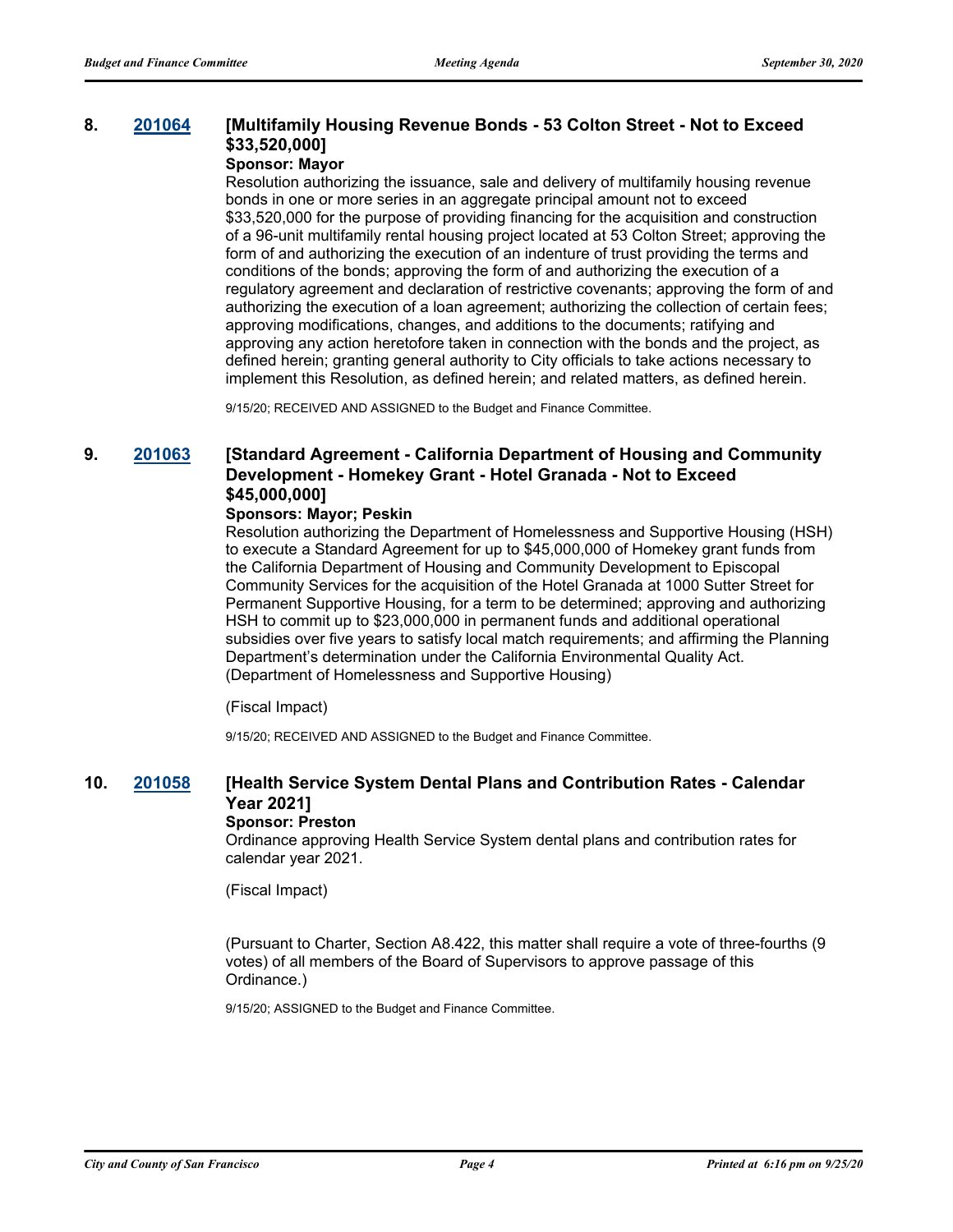**8. 201064 [Multifamily Housing Revenue Bonds - 53 Colton Street - Not to Exceed $33,520,000]**

**Sponsor: Mayor**

Resolution authorizing the issuance, sale and delivery of multifamily housing revenue bonds in one or more series in an aggregate principal amount not to exceed $33,520,000 for the purpose of providing financing for the acquisition and construction of a 96-unit multifamily rental housing project located at 53 Colton Street; approving the form of and authorizing the execution of an indenture of trust providing the terms and conditions of the bonds; approving the form of and authorizing the execution of a regulatory agreement and declaration of restrictive covenants; approving the form of and authorizing the execution of a loan agreement; authorizing the collection of certain fees; approving modifications, changes, and additions to the documents; ratifying and approving any action heretofore taken in connection with the bonds and the project, as defined herein; granting general authority to City officials to take actions necessary to implement this Resolution, as defined herein; and related matters, as defined herein.

9/15/20; RECEIVED AND ASSIGNED to the Budget and Finance Committee.

**9. 201063 [Standard Agreement - California Department of Housing and Community Development - Homekey Grant - Hotel Granada - Not to Exceed $45,000,000]**

**Sponsors: Mayor; Peskin**

Resolution authorizing the Department of Homelessness and Supportive Housing (HSH) to execute a Standard Agreement for up to $45,000,000 of Homekey grant funds from the California Department of Housing and Community Development to Episcopal Community Services for the acquisition of the Hotel Granada at 1000 Sutter Street for Permanent Supportive Housing, for a term to be determined; approving and authorizing HSH to commit up to $23,000,000 in permanent funds and additional operational subsidies over five years to satisfy local match requirements; and affirming the Planning Department's determination under the California Environmental Quality Act. (Department of Homelessness and Supportive Housing)

(Fiscal Impact)

9/15/20; RECEIVED AND ASSIGNED to the Budget and Finance Committee.

**10. 201058 [Health Service System Dental Plans and Contribution Rates - Calendar Year 2021]**

**Sponsor: Preston**

Ordinance approving Health Service System dental plans and contribution rates for calendar year 2021.

(Fiscal Impact)

(Pursuant to Charter, Section A8.422, this matter shall require a vote of three-fourths (9 votes) of all members of the Board of Supervisors to approve passage of this Ordinance.)

9/15/20; ASSIGNED to the Budget and Finance Committee.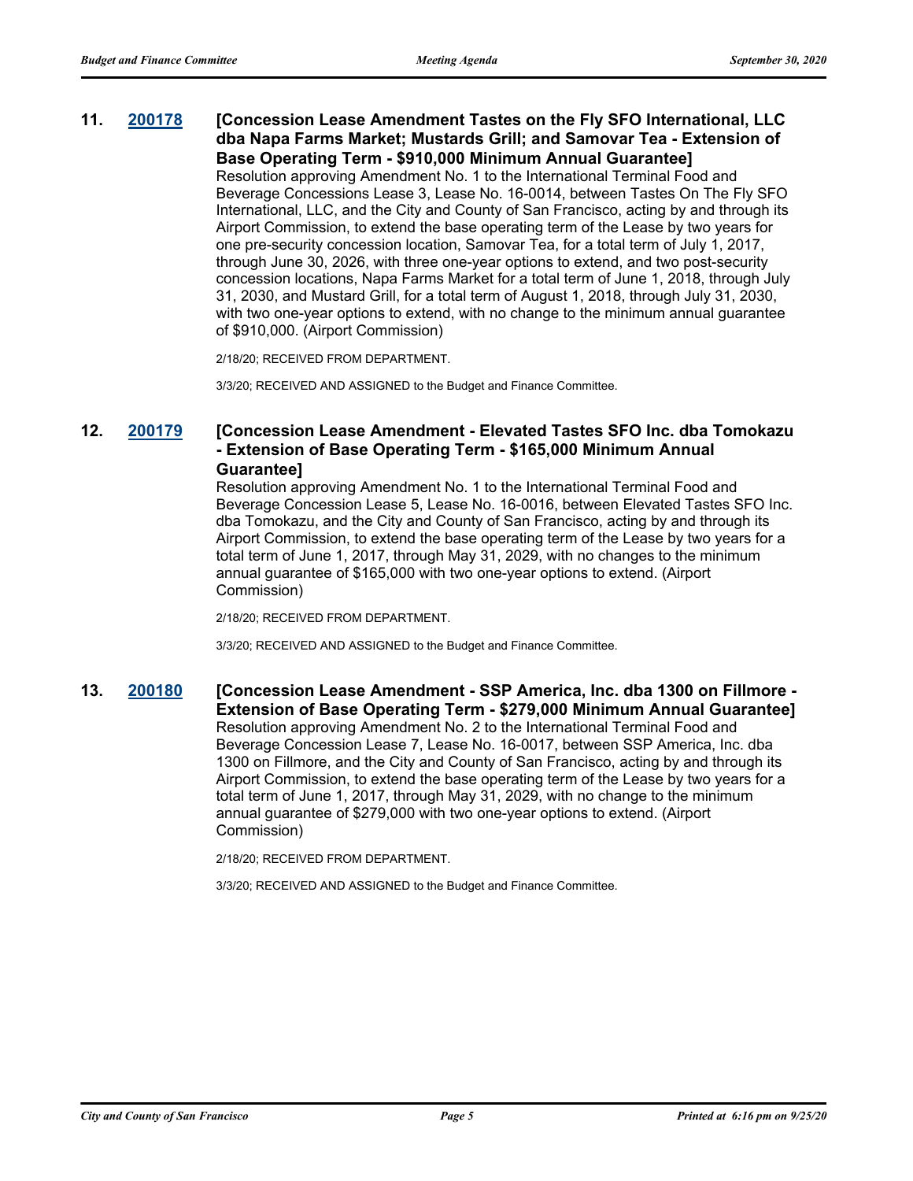**11. [200178](#) [Concession Lease Amendment Tastes on the Fly SFO International, LLC dba Napa Farms Market; Mustards Grill; and Samovar Tea - Extension of Base Operating Term - $910,000 Minimum Annual Guarantee]**

Resolution approving Amendment No. 1 to the International Terminal Food and Beverage Concessions Lease 3, Lease No. 16-0014, between Tastes On The Fly SFO International, LLC, and the City and County of San Francisco, acting by and through its Airport Commission, to extend the base operating term of the Lease by two years for one pre-security concession location, Samovar Tea, for a total term of July 1, 2017, through June 30, 2026, with three one-year options to extend, and two post-security concession locations, Napa Farms Market for a total term of June 1, 2018, through July 31, 2030, and Mustard Grill, for a total term of August 1, 2018, through July 31, 2030, with two one-year options to extend, with no change to the minimum annual guarantee of $910,000. (Airport Commission)

2/18/20; RECEIVED FROM DEPARTMENT.

3/3/20; RECEIVED AND ASSIGNED to the Budget and Finance Committee.

**12. [200179](#) [Concession Lease Amendment - Elevated Tastes SFO Inc. dba Tomokazu - Extension of Base Operating Term - $165,000 Minimum Annual Guarantee]**

Resolution approving Amendment No. 1 to the International Terminal Food and Beverage Concession Lease 5, Lease No. 16-0016, between Elevated Tastes SFO Inc. dba Tomokazu, and the City and County of San Francisco, acting by and through its Airport Commission, to extend the base operating term of the Lease by two years for a total term of June 1, 2017, through May 31, 2029, with no changes to the minimum annual guarantee of $165,000 with two one-year options to extend. (Airport Commission)

2/18/20; RECEIVED FROM DEPARTMENT.

3/3/20; RECEIVED AND ASSIGNED to the Budget and Finance Committee.

**13. [200180](#) [Concession Lease Amendment - SSP America, Inc. dba 1300 on Fillmore - Extension of Base Operating Term - $279,000 Minimum Annual Guarantee]**

Resolution approving Amendment No. 2 to the International Terminal Food and Beverage Concession Lease 7, Lease No. 16-0017, between SSP America, Inc. dba 1300 on Fillmore, and the City and County of San Francisco, acting by and through its Airport Commission, to extend the base operating term of the Lease by two years for a total term of June 1, 2017, through May 31, 2029, with no change to the minimum annual guarantee of $279,000 with two one-year options to extend. (Airport Commission)

2/18/20; RECEIVED FROM DEPARTMENT.

3/3/20; RECEIVED AND ASSIGNED to the Budget and Finance Committee.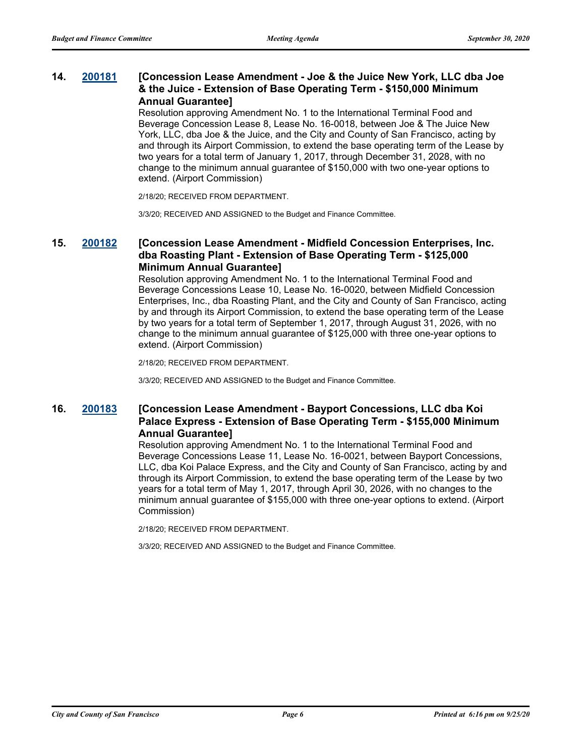**14. [200181](200181) [Concession Lease Amendment - Joe & the Juice New York, LLC dba Joe & the Juice - Extension of Base Operating Term - $150,000 Minimum Annual Guarantee]**

Resolution approving Amendment No. 1 to the International Terminal Food and Beverage Concession Lease 8, Lease No. 16-0018, between Joe & The Juice New York, LLC, dba Joe & the Juice, and the City and County of San Francisco, acting by and through its Airport Commission, to extend the base operating term of the Lease by two years for a total term of January 1, 2017, through December 31, 2028, with no change to the minimum annual guarantee of $150,000 with two one-year options to extend. (Airport Commission)

2/18/20; RECEIVED FROM DEPARTMENT.

3/3/20; RECEIVED AND ASSIGNED to the Budget and Finance Committee.

**15. [200182](200182) [Concession Lease Amendment - Midfield Concession Enterprises, Inc. dba Roasting Plant - Extension of Base Operating Term - $125,000 Minimum Annual Guarantee]**

Resolution approving Amendment No. 1 to the International Terminal Food and Beverage Concessions Lease 10, Lease No. 16-0020, between Midfield Concession Enterprises, Inc., dba Roasting Plant, and the City and County of San Francisco, acting by and through its Airport Commission, to extend the base operating term of the Lease by two years for a total term of September 1, 2017, through August 31, 2026, with no change to the minimum annual guarantee of $125,000 with three one-year options to extend. (Airport Commission)

2/18/20; RECEIVED FROM DEPARTMENT.

3/3/20; RECEIVED AND ASSIGNED to the Budget and Finance Committee.

**16. [200183](200183) [Concession Lease Amendment - Bayport Concessions, LLC dba Koi Palace Express - Extension of Base Operating Term - $155,000 Minimum Annual Guarantee]**

Resolution approving Amendment No. 1 to the International Terminal Food and Beverage Concessions Lease 11, Lease No. 16-0021, between Bayport Concessions, LLC, dba Koi Palace Express, and the City and County of San Francisco, acting by and through its Airport Commission, to extend the base operating term of the Lease by two years for a total term of May 1, 2017, through April 30, 2026, with no changes to the minimum annual guarantee of $155,000 with three one-year options to extend. (Airport Commission)

2/18/20; RECEIVED FROM DEPARTMENT.

3/3/20; RECEIVED AND ASSIGNED to the Budget and Finance Committee.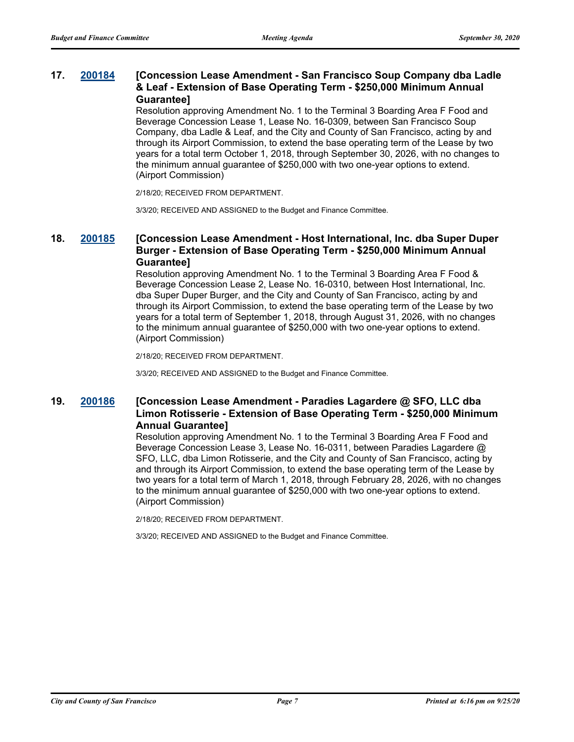**17. [200184](#) [Concession Lease Amendment - San Francisco Soup Company dba Ladle & Leaf - Extension of Base Operating Term - $250,000 Minimum Annual Guarantee]**

Resolution approving Amendment No. 1 to the Terminal 3 Boarding Area F Food and Beverage Concession Lease 1, Lease No. 16-0309, between San Francisco Soup Company, dba Ladle & Leaf, and the City and County of San Francisco, acting by and through its Airport Commission, to extend the base operating term of the Lease by two years for a total term October 1, 2018, through September 30, 2026, with no changes to the minimum annual guarantee of $250,000 with two one-year options to extend. (Airport Commission)

2/18/20; RECEIVED FROM DEPARTMENT.

3/3/20; RECEIVED AND ASSIGNED to the Budget and Finance Committee.

**18. [200185](#) [Concession Lease Amendment - Host International, Inc. dba Super Duper Burger - Extension of Base Operating Term - $250,000 Minimum Annual Guarantee]**

Resolution approving Amendment No. 1 to the Terminal 3 Boarding Area F Food & Beverage Concession Lease 2, Lease No. 16-0310, between Host International, Inc. dba Super Duper Burger, and the City and County of San Francisco, acting by and through its Airport Commission, to extend the base operating term of the Lease by two years for a total term of September 1, 2018, through August 31, 2026, with no changes to the minimum annual guarantee of $250,000 with two one-year options to extend. (Airport Commission)

2/18/20; RECEIVED FROM DEPARTMENT.

3/3/20; RECEIVED AND ASSIGNED to the Budget and Finance Committee.

**19. [200186](#) [Concession Lease Amendment - Paradies Lagardere @ SFO, LLC dba Limon Rotisserie - Extension of Base Operating Term - $250,000 Minimum Annual Guarantee]**

Resolution approving Amendment No. 1 to the Terminal 3 Boarding Area F Food and Beverage Concession Lease 3, Lease No. 16-0311, between Paradies Lagardere @ SFO, LLC, dba Limon Rotisserie, and the City and County of San Francisco, acting by and through its Airport Commission, to extend the base operating term of the Lease by two years for a total term of March 1, 2018, through February 28, 2026, with no changes to the minimum annual guarantee of $250,000 with two one-year options to extend. (Airport Commission)

2/18/20; RECEIVED FROM DEPARTMENT.

3/3/20; RECEIVED AND ASSIGNED to the Budget and Finance Committee.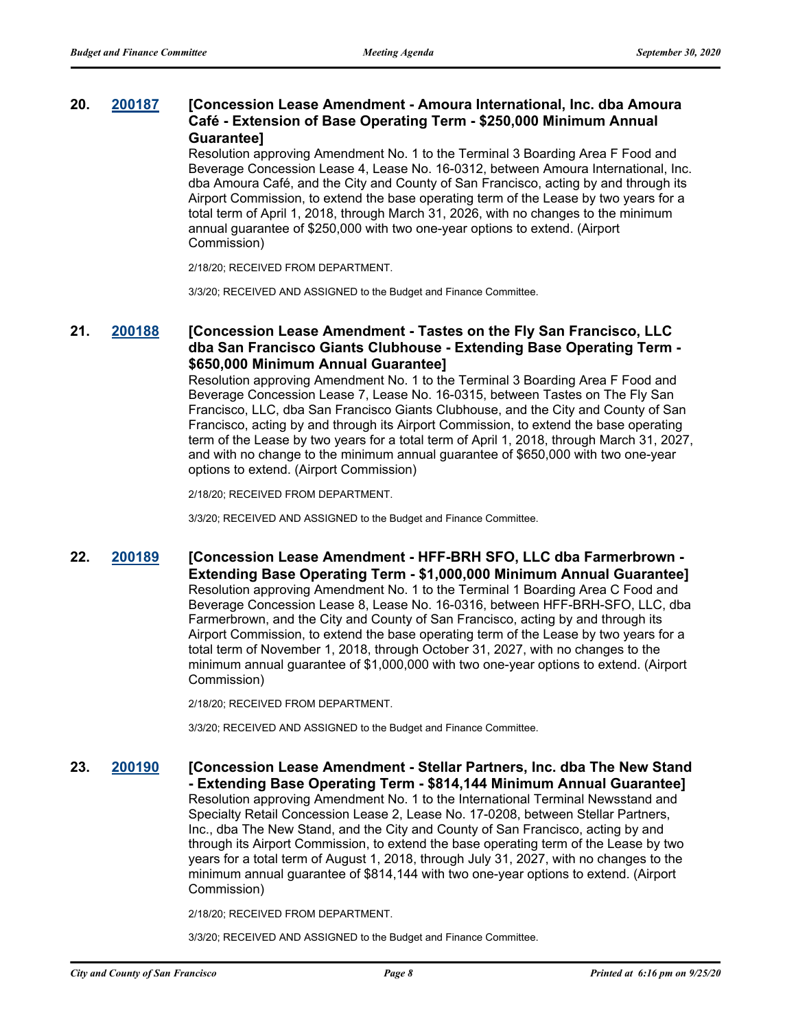**20. [200187](#) [Concession Lease Amendment - Amoura International, Inc. dba Amoura Café - Extension of Base Operating Term - $250,000 Minimum Annual Guarantee]**

Resolution approving Amendment No. 1 to the Terminal 3 Boarding Area F Food and Beverage Concession Lease 4, Lease No. 16-0312, between Amoura International, Inc. dba Amoura Café, and the City and County of San Francisco, acting by and through its Airport Commission, to extend the base operating term of the Lease by two years for a total term of April 1, 2018, through March 31, 2026, with no changes to the minimum annual guarantee of $250,000 with two one-year options to extend. (Airport Commission)

2/18/20; RECEIVED FROM DEPARTMENT.

3/3/20; RECEIVED AND ASSIGNED to the Budget and Finance Committee.

**21. [200188](#) [Concession Lease Amendment - Tastes on the Fly San Francisco, LLC dba San Francisco Giants Clubhouse - Extending Base Operating Term - $650,000 Minimum Annual Guarantee]**

Resolution approving Amendment No. 1 to the Terminal 3 Boarding Area F Food and Beverage Concession Lease 7, Lease No. 16-0315, between Tastes on The Fly San Francisco, LLC, dba San Francisco Giants Clubhouse, and the City and County of San Francisco, acting by and through its Airport Commission, to extend the base operating term of the Lease by two years for a total term of April 1, 2018, through March 31, 2027, and with no change to the minimum annual guarantee of $650,000 with two one-year options to extend. (Airport Commission)

2/18/20; RECEIVED FROM DEPARTMENT.

3/3/20; RECEIVED AND ASSIGNED to the Budget and Finance Committee.

**22. [200189](#) [Concession Lease Amendment - HFF-BRH SFO, LLC dba Farmerbrown - Extending Base Operating Term - $1,000,000 Minimum Annual Guarantee]**

Resolution approving Amendment No. 1 to the Terminal 1 Boarding Area C Food and Beverage Concession Lease 8, Lease No. 16-0316, between HFF-BRH-SFO, LLC, dba Farmerbrown, and the City and County of San Francisco, acting by and through its Airport Commission, to extend the base operating term of the Lease by two years for a total term of November 1, 2018, through October 31, 2027, with no changes to the minimum annual guarantee of $1,000,000 with two one-year options to extend. (Airport Commission)

2/18/20; RECEIVED FROM DEPARTMENT.

3/3/20; RECEIVED AND ASSIGNED to the Budget and Finance Committee.

**23. [200190](#) [Concession Lease Amendment - Stellar Partners, Inc. dba The New Stand - Extending Base Operating Term - $814,144 Minimum Annual Guarantee]**

Resolution approving Amendment No. 1 to the International Terminal Newsstand and Specialty Retail Concession Lease 2, Lease No. 17-0208, between Stellar Partners, Inc., dba The New Stand, and the City and County of San Francisco, acting by and through its Airport Commission, to extend the base operating term of the Lease by two years for a total term of August 1, 2018, through July 31, 2027, with no changes to the minimum annual guarantee of $814,144 with two one-year options to extend. (Airport Commission)

2/18/20; RECEIVED FROM DEPARTMENT.

3/3/20; RECEIVED AND ASSIGNED to the Budget and Finance Committee.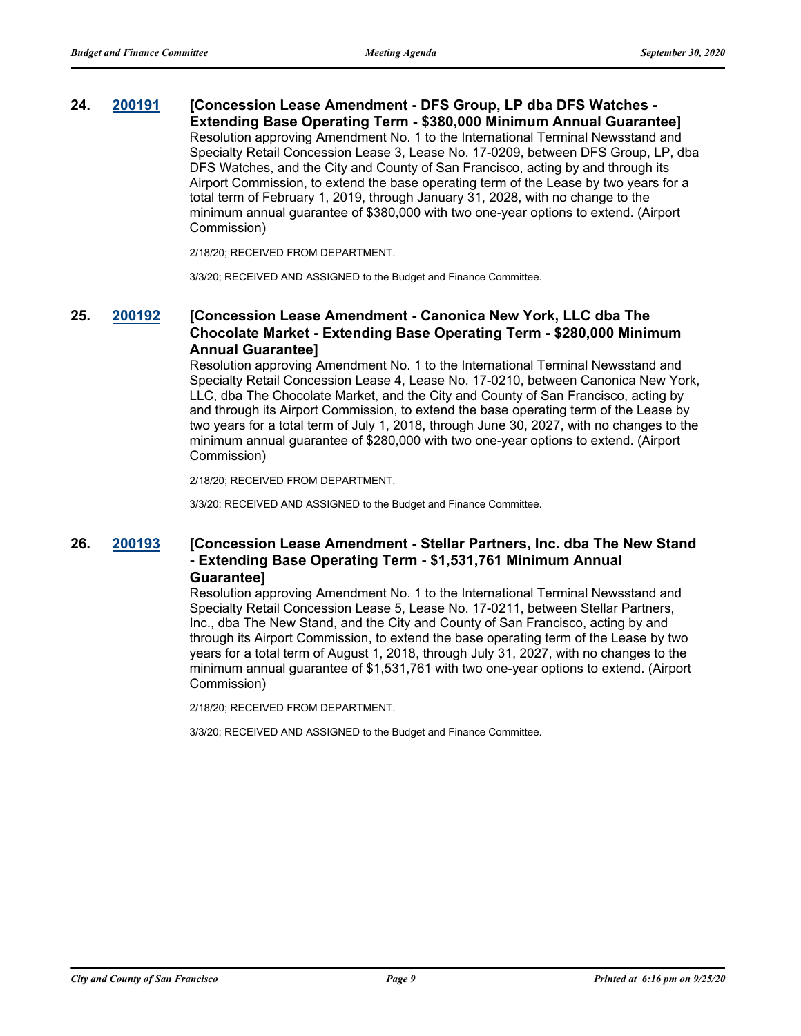**24. [200191](200191) [Concession Lease Amendment - DFS Group, LP dba DFS Watches - Extending Base Operating Term - $380,000 Minimum Annual Guarantee]**

Resolution approving Amendment No. 1 to the International Terminal Newsstand and Specialty Retail Concession Lease 3, Lease No. 17-0209, between DFS Group, LP, dba DFS Watches, and the City and County of San Francisco, acting by and through its Airport Commission, to extend the base operating term of the Lease by two years for a total term of February 1, 2019, through January 31, 2028, with no change to the minimum annual guarantee of $380,000 with two one-year options to extend. (Airport Commission)

2/18/20; RECEIVED FROM DEPARTMENT.

3/3/20; RECEIVED AND ASSIGNED to the Budget and Finance Committee.

**25. [200192](200192) [Concession Lease Amendment - Canonica New York, LLC dba The Chocolate Market - Extending Base Operating Term - $280,000 Minimum Annual Guarantee]**

Resolution approving Amendment No. 1 to the International Terminal Newsstand and Specialty Retail Concession Lease 4, Lease No. 17-0210, between Canonica New York, LLC, dba The Chocolate Market, and the City and County of San Francisco, acting by and through its Airport Commission, to extend the base operating term of the Lease by two years for a total term of July 1, 2018, through June 30, 2027, with no changes to the minimum annual guarantee of $280,000 with two one-year options to extend. (Airport Commission)

2/18/20; RECEIVED FROM DEPARTMENT.

3/3/20; RECEIVED AND ASSIGNED to the Budget and Finance Committee.

**26. [200193](200193) [Concession Lease Amendment - Stellar Partners, Inc. dba The New Stand - Extending Base Operating Term - $1,531,761 Minimum Annual Guarantee]**

Resolution approving Amendment No. 1 to the International Terminal Newsstand and Specialty Retail Concession Lease 5, Lease No. 17-0211, between Stellar Partners, Inc., dba The New Stand, and the City and County of San Francisco, acting by and through its Airport Commission, to extend the base operating term of the Lease by two years for a total term of August 1, 2018, through July 31, 2027, with no changes to the minimum annual guarantee of $1,531,761 with two one-year options to extend. (Airport Commission)

2/18/20; RECEIVED FROM DEPARTMENT.

3/3/20; RECEIVED AND ASSIGNED to the Budget and Finance Committee.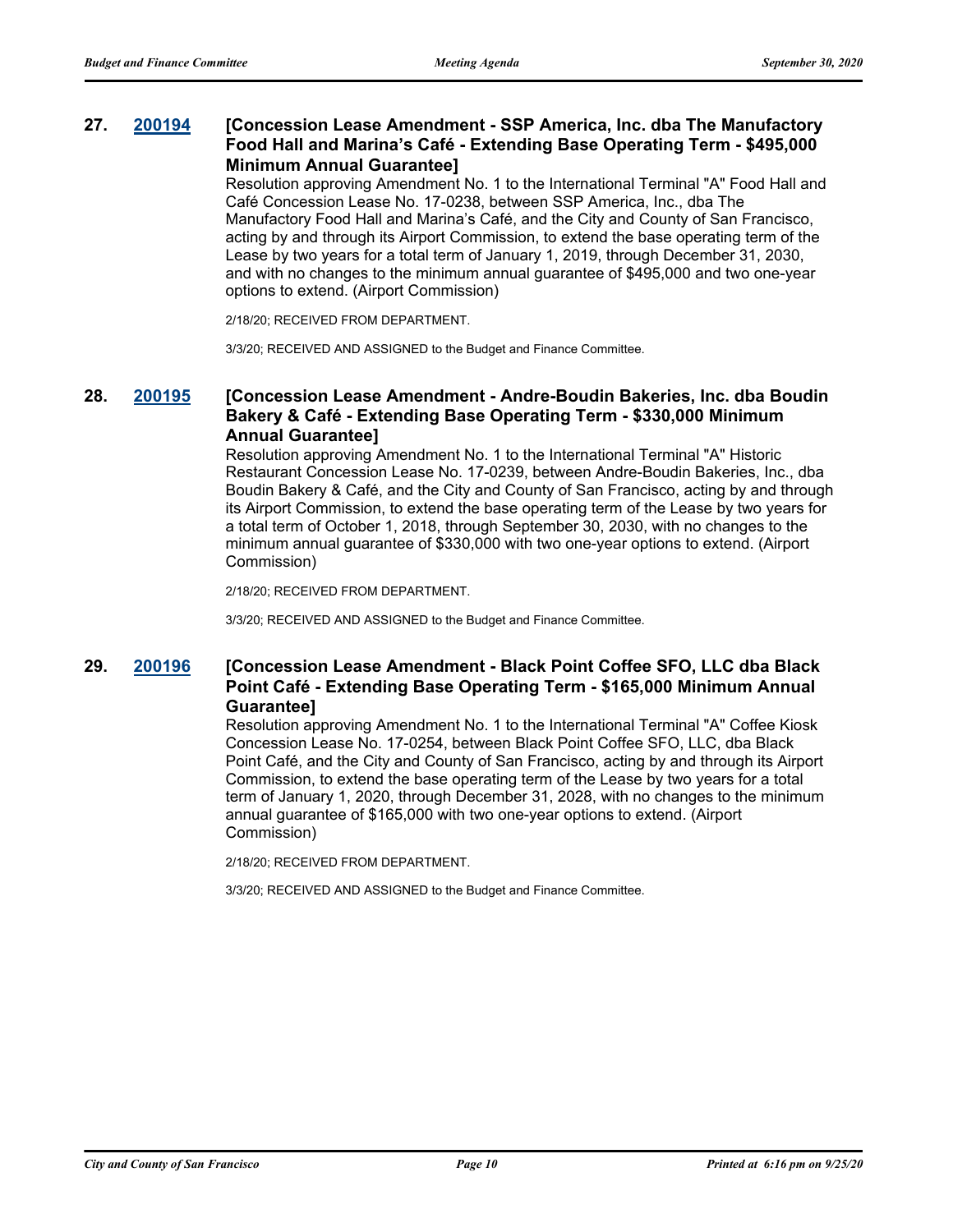**27.** **200194** **[Concession Lease Amendment - SSP America, Inc. dba The Manufactory Food Hall and Marina's Café - Extending Base Operating Term - $495,000 Minimum Annual Guarantee]**

Resolution approving Amendment No. 1 to the International Terminal "A" Food Hall and Café Concession Lease No. 17-0238, between SSP America, Inc., dba The Manufactory Food Hall and Marina's Café, and the City and County of San Francisco, acting by and through its Airport Commission, to extend the base operating term of the Lease by two years for a total term of January 1, 2019, through December 31, 2030, and with no changes to the minimum annual guarantee of $495,000 and two one-year options to extend. (Airport Commission)

2/18/20; RECEIVED FROM DEPARTMENT.

3/3/20; RECEIVED AND ASSIGNED to the Budget and Finance Committee.

**28.** **200195** **[Concession Lease Amendment - Andre-Boudin Bakeries, Inc. dba Boudin Bakery & Café - Extending Base Operating Term - $330,000 Minimum Annual Guarantee]**

Resolution approving Amendment No. 1 to the International Terminal "A" Historic Restaurant Concession Lease No. 17-0239, between Andre-Boudin Bakeries, Inc., dba Boudin Bakery & Café, and the City and County of San Francisco, acting by and through its Airport Commission, to extend the base operating term of the Lease by two years for a total term of October 1, 2018, through September 30, 2030, with no changes to the minimum annual guarantee of $330,000 with two one-year options to extend. (Airport Commission)

2/18/20; RECEIVED FROM DEPARTMENT.

3/3/20; RECEIVED AND ASSIGNED to the Budget and Finance Committee.

**29.** **200196** **[Concession Lease Amendment - Black Point Coffee SFO, LLC dba Black Point Café - Extending Base Operating Term - $165,000 Minimum Annual Guarantee]**

Resolution approving Amendment No. 1 to the International Terminal "A" Coffee Kiosk Concession Lease No. 17-0254, between Black Point Coffee SFO, LLC, dba Black Point Café, and the City and County of San Francisco, acting by and through its Airport Commission, to extend the base operating term of the Lease by two years for a total term of January 1, 2020, through December 31, 2028, with no changes to the minimum annual guarantee of $165,000 with two one-year options to extend. (Airport Commission)

2/18/20; RECEIVED FROM DEPARTMENT.

3/3/20; RECEIVED AND ASSIGNED to the Budget and Finance Committee.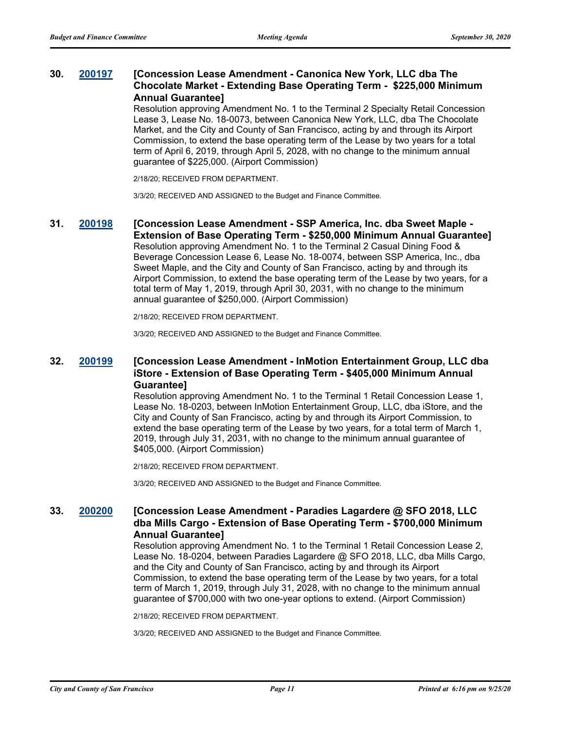**30. [200197](200197) [Concession Lease Amendment - Canonica New York, LLC dba The Chocolate Market - Extending Base Operating Term - $225,000 Minimum Annual Guarantee]**

Resolution approving Amendment No. 1 to the Terminal 2 Specialty Retail Concession Lease 3, Lease No. 18-0073, between Canonica New York, LLC, dba The Chocolate Market, and the City and County of San Francisco, acting by and through its Airport Commission, to extend the base operating term of the Lease by two years for a total term of April 6, 2019, through April 5, 2028, with no change to the minimum annual guarantee of $225,000. (Airport Commission)

2/18/20; RECEIVED FROM DEPARTMENT.

3/3/20; RECEIVED AND ASSIGNED to the Budget and Finance Committee.

**31. [200198](200198) [Concession Lease Amendment - SSP America, Inc. dba Sweet Maple - Extension of Base Operating Term - $250,000 Minimum Annual Guarantee]**

Resolution approving Amendment No. 1 to the Terminal 2 Casual Dining Food & Beverage Concession Lease 6, Lease No. 18-0074, between SSP America, Inc., dba Sweet Maple, and the City and County of San Francisco, acting by and through its Airport Commission, to extend the base operating term of the Lease by two years, for a total term of May 1, 2019, through April 30, 2031, with no change to the minimum annual guarantee of $250,000. (Airport Commission)

2/18/20; RECEIVED FROM DEPARTMENT.

3/3/20; RECEIVED AND ASSIGNED to the Budget and Finance Committee.

**32. [200199](200199) [Concession Lease Amendment - InMotion Entertainment Group, LLC dba iStore - Extension of Base Operating Term - $405,000 Minimum Annual Guarantee]**

Resolution approving Amendment No. 1 to the Terminal 1 Retail Concession Lease 1, Lease No. 18-0203, between InMotion Entertainment Group, LLC, dba iStore, and the City and County of San Francisco, acting by and through its Airport Commission, to extend the base operating term of the Lease by two years, for a total term of March 1, 2019, through July 31, 2031, with no change to the minimum annual guarantee of $405,000. (Airport Commission)

2/18/20; RECEIVED FROM DEPARTMENT.

3/3/20; RECEIVED AND ASSIGNED to the Budget and Finance Committee.

**33. [200200](200200) [Concession Lease Amendment - Paradies Lagardere @ SFO 2018, LLC dba Mills Cargo - Extension of Base Operating Term - $700,000 Minimum Annual Guarantee]**

Resolution approving Amendment No. 1 to the Terminal 1 Retail Concession Lease 2, Lease No. 18-0204, between Paradies Lagardere @ SFO 2018, LLC, dba Mills Cargo, and the City and County of San Francisco, acting by and through its Airport Commission, to extend the base operating term of the Lease by two years, for a total term of March 1, 2019, through July 31, 2028, with no change to the minimum annual guarantee of $700,000 with two one-year options to extend. (Airport Commission)

2/18/20; RECEIVED FROM DEPARTMENT.

3/3/20; RECEIVED AND ASSIGNED to the Budget and Finance Committee.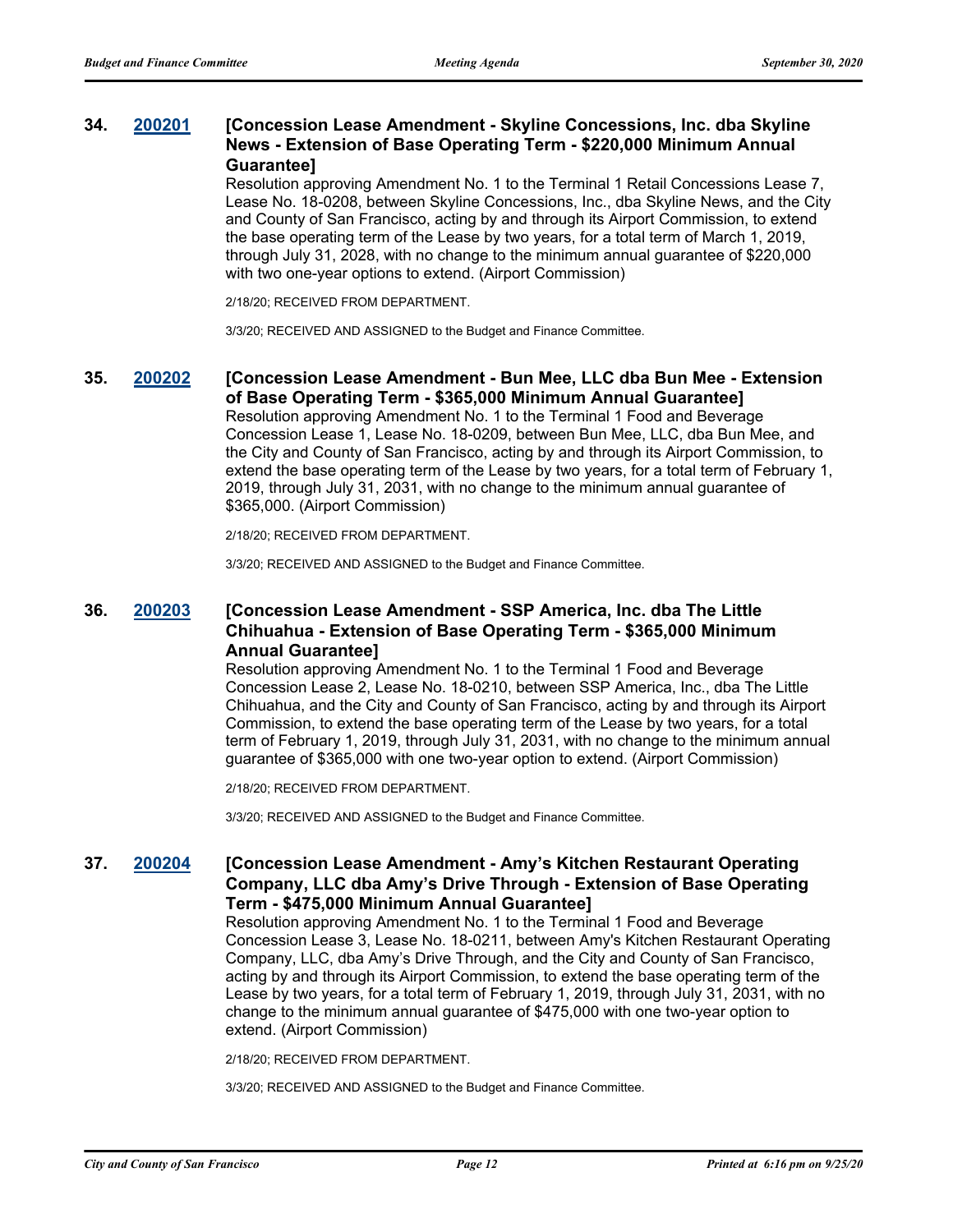**34. [200201](#) [Concession Lease Amendment - Skyline Concessions, Inc. dba Skyline News - Extension of Base Operating Term - $220,000 Minimum Annual Guarantee]**

Resolution approving Amendment No. 1 to the Terminal 1 Retail Concessions Lease 7, Lease No. 18-0208, between Skyline Concessions, Inc., dba Skyline News, and the City and County of San Francisco, acting by and through its Airport Commission, to extend the base operating term of the Lease by two years, for a total term of March 1, 2019, through July 31, 2028, with no change to the minimum annual guarantee of $220,000 with two one-year options to extend. (Airport Commission)

2/18/20; RECEIVED FROM DEPARTMENT.

3/3/20; RECEIVED AND ASSIGNED to the Budget and Finance Committee.

**35. [200202](#) [Concession Lease Amendment - Bun Mee, LLC dba Bun Mee - Extension of Base Operating Term - $365,000 Minimum Annual Guarantee]**

Resolution approving Amendment No. 1 to the Terminal 1 Food and Beverage Concession Lease 1, Lease No. 18-0209, between Bun Mee, LLC, dba Bun Mee, and the City and County of San Francisco, acting by and through its Airport Commission, to extend the base operating term of the Lease by two years, for a total term of February 1, 2019, through July 31, 2031, with no change to the minimum annual guarantee of $365,000. (Airport Commission)

2/18/20; RECEIVED FROM DEPARTMENT.

3/3/20; RECEIVED AND ASSIGNED to the Budget and Finance Committee.

**36. [200203](#) [Concession Lease Amendment - SSP America, Inc. dba The Little Chihuahua - Extension of Base Operating Term - $365,000 Minimum Annual Guarantee]**

Resolution approving Amendment No. 1 to the Terminal 1 Food and Beverage Concession Lease 2, Lease No. 18-0210, between SSP America, Inc., dba The Little Chihuahua, and the City and County of San Francisco, acting by and through its Airport Commission, to extend the base operating term of the Lease by two years, for a total term of February 1, 2019, through July 31, 2031, with no change to the minimum annual guarantee of $365,000 with one two-year option to extend. (Airport Commission)

2/18/20; RECEIVED FROM DEPARTMENT.

3/3/20; RECEIVED AND ASSIGNED to the Budget and Finance Committee.

**37. [200204](#) [Concession Lease Amendment - Amy's Kitchen Restaurant Operating Company, LLC dba Amy's Drive Through - Extension of Base Operating Term - $475,000 Minimum Annual Guarantee]**

Resolution approving Amendment No. 1 to the Terminal 1 Food and Beverage Concession Lease 3, Lease No. 18-0211, between Amy's Kitchen Restaurant Operating Company, LLC, dba Amy's Drive Through, and the City and County of San Francisco, acting by and through its Airport Commission, to extend the base operating term of the Lease by two years, for a total term of February 1, 2019, through July 31, 2031, with no change to the minimum annual guarantee of $475,000 with one two-year option to extend. (Airport Commission)

2/18/20; RECEIVED FROM DEPARTMENT.

3/3/20; RECEIVED AND ASSIGNED to the Budget and Finance Committee.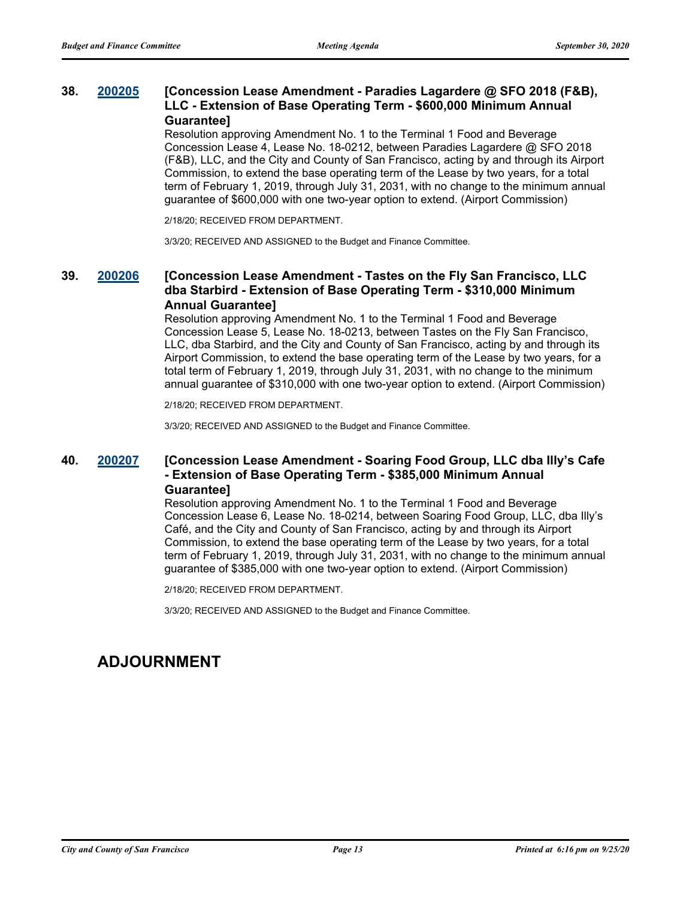**38. [200205](200205) [Concession Lease Amendment - Paradies Lagardere @ SFO 2018 (F&B), LLC - Extension of Base Operating Term - $600,000 Minimum Annual Guarantee]**

Resolution approving Amendment No. 1 to the Terminal 1 Food and Beverage Concession Lease 4, Lease No. 18-0212, between Paradies Lagardere @ SFO 2018 (F&B), LLC, and the City and County of San Francisco, acting by and through its Airport Commission, to extend the base operating term of the Lease by two years, for a total term of February 1, 2019, through July 31, 2031, with no change to the minimum annual guarantee of $600,000 with one two-year option to extend. (Airport Commission)

2/18/20; RECEIVED FROM DEPARTMENT.

3/3/20; RECEIVED AND ASSIGNED to the Budget and Finance Committee.

**39. [200206](200206) [Concession Lease Amendment - Tastes on the Fly San Francisco, LLC dba Starbird - Extension of Base Operating Term - $310,000 Minimum Annual Guarantee]**

Resolution approving Amendment No. 1 to the Terminal 1 Food and Beverage Concession Lease 5, Lease No. 18-0213, between Tastes on the Fly San Francisco, LLC, dba Starbird, and the City and County of San Francisco, acting by and through its Airport Commission, to extend the base operating term of the Lease by two years, for a total term of February 1, 2019, through July 31, 2031, with no change to the minimum annual guarantee of $310,000 with one two-year option to extend. (Airport Commission)

2/18/20; RECEIVED FROM DEPARTMENT.

3/3/20; RECEIVED AND ASSIGNED to the Budget and Finance Committee.

**40. [200207](200207) [Concession Lease Amendment - Soaring Food Group, LLC dba Illy's Cafe - Extension of Base Operating Term - $385,000 Minimum Annual Guarantee]**

Resolution approving Amendment No. 1 to the Terminal 1 Food and Beverage Concession Lease 6, Lease No. 18-0214, between Soaring Food Group, LLC, dba Illy's Café, and the City and County of San Francisco, acting by and through its Airport Commission, to extend the base operating term of the Lease by two years, for a total term of February 1, 2019, through July 31, 2031, with no change to the minimum annual guarantee of $385,000 with one two-year option to extend. (Airport Commission)

2/18/20; RECEIVED FROM DEPARTMENT.

3/3/20; RECEIVED AND ASSIGNED to the Budget and Finance Committee.

# ADJOURNMENT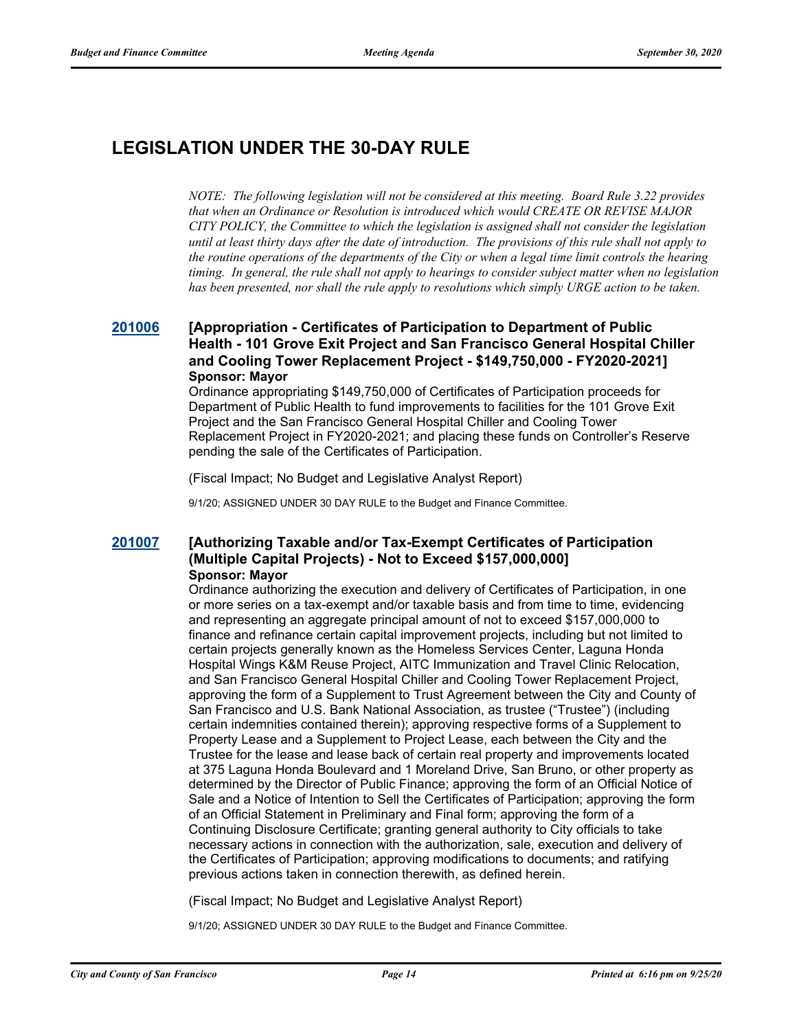# LEGISLATION UNDER THE 30-DAY RULE

*NOTE: The following legislation will not be considered at this meeting. Board Rule 3.22 provides that when an Ordinance or Resolution is introduced which would CREATE OR REVISE MAJOR CITY POLICY, the Committee to which the legislation is assigned shall not consider the legislation until at least thirty days after the date of introduction. The provisions of this rule shall not apply to the routine operations of the departments of the City or when a legal time limit controls the hearing timing. In general, the rule shall not apply to hearings to consider subject matter when no legislation has been presented, nor shall the rule apply to resolutions which simply URGE action to be taken.*

### 201006 [Appropriation - Certificates of Participation to Department of Public Health - 101 Grove Exit Project and San Francisco General Hospital Chiller and Cooling Tower Replacement Project - $149,750,000 - FY2020-2021]

**Sponsor: Mayor**

Ordinance appropriating $149,750,000 of Certificates of Participation proceeds for Department of Public Health to fund improvements to facilities for the 101 Grove Exit Project and the San Francisco General Hospital Chiller and Cooling Tower Replacement Project in FY2020-2021; and placing these funds on Controller's Reserve pending the sale of the Certificates of Participation.

(Fiscal Impact; No Budget and Legislative Analyst Report)

9/1/20; ASSIGNED UNDER 30 DAY RULE to the Budget and Finance Committee.

### 201007 [Authorizing Taxable and/or Tax-Exempt Certificates of Participation (Multiple Capital Projects) - Not to Exceed $157,000,000]

**Sponsor: Mayor**

Ordinance authorizing the execution and delivery of Certificates of Participation, in one or more series on a tax-exempt and/or taxable basis and from time to time, evidencing and representing an aggregate principal amount of not to exceed $157,000,000 to finance and refinance certain capital improvement projects, including but not limited to certain projects generally known as the Homeless Services Center, Laguna Honda Hospital Wings K&M Reuse Project, AITC Immunization and Travel Clinic Relocation, and San Francisco General Hospital Chiller and Cooling Tower Replacement Project, approving the form of a Supplement to Trust Agreement between the City and County of San Francisco and U.S. Bank National Association, as trustee ("Trustee") (including certain indemnities contained therein); approving respective forms of a Supplement to Property Lease and a Supplement to Project Lease, each between the City and the Trustee for the lease and lease back of certain real property and improvements located at 375 Laguna Honda Boulevard and 1 Moreland Drive, San Bruno, or other property as determined by the Director of Public Finance; approving the form of an Official Notice of Sale and a Notice of Intention to Sell the Certificates of Participation; approving the form of an Official Statement in Preliminary and Final form; approving the form of a Continuing Disclosure Certificate; granting general authority to City officials to take necessary actions in connection with the authorization, sale, execution and delivery of the Certificates of Participation; approving modifications to documents; and ratifying previous actions taken in connection therewith, as defined herein.

(Fiscal Impact; No Budget and Legislative Analyst Report)

9/1/20; ASSIGNED UNDER 30 DAY RULE to the Budget and Finance Committee.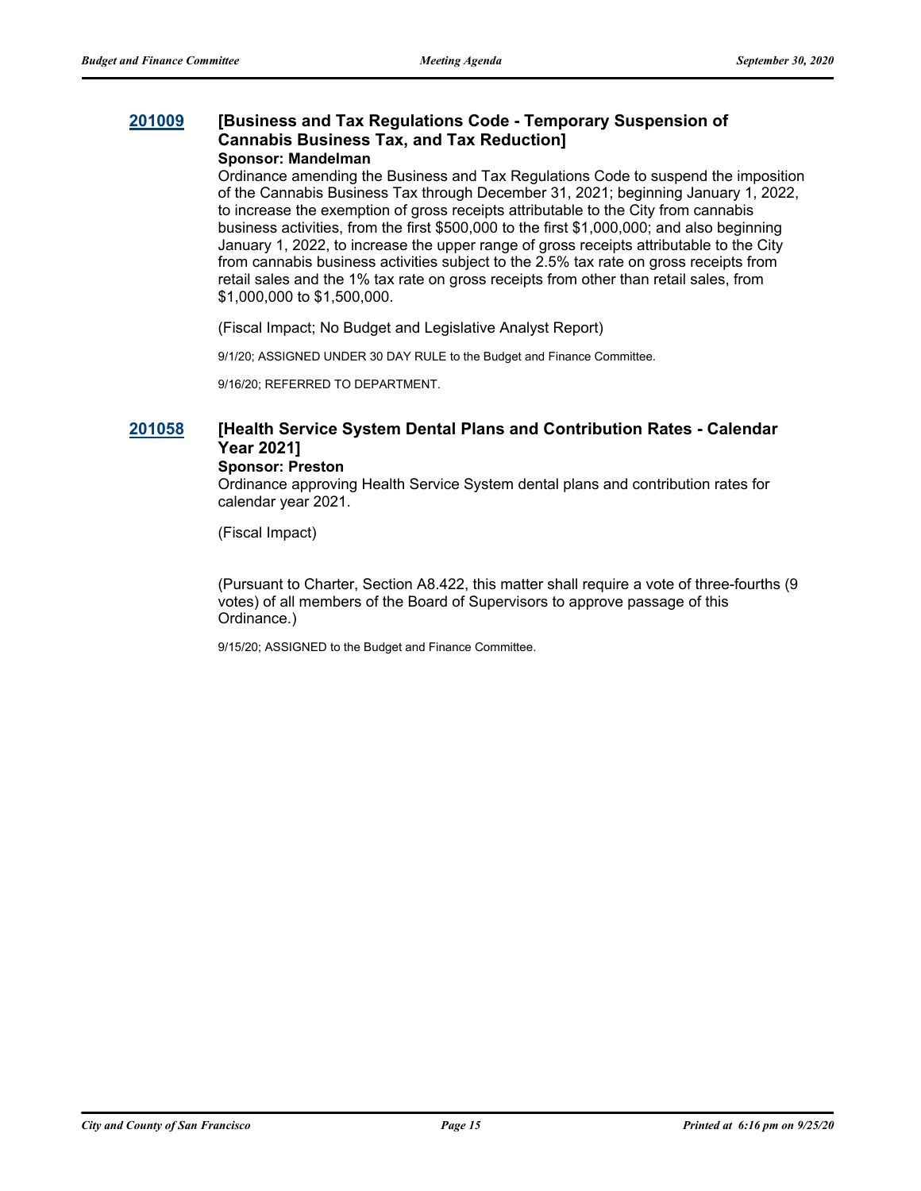### 201009 [Business and Tax Regulations Code - Temporary Suspension of Cannabis Business Tax, and Tax Reduction]

**Sponsor: Mandelman**

Ordinance amending the Business and Tax Regulations Code to suspend the imposition of the Cannabis Business Tax through December 31, 2021; beginning January 1, 2022, to increase the exemption of gross receipts attributable to the City from cannabis business activities, from the first $500,000 to the first $1,000,000; and also beginning January 1, 2022, to increase the upper range of gross receipts attributable to the City from cannabis business activities subject to the 2.5% tax rate on gross receipts from retail sales and the 1% tax rate on gross receipts from other than retail sales, from $1,000,000 to $1,500,000.

(Fiscal Impact; No Budget and Legislative Analyst Report)

9/1/20; ASSIGNED UNDER 30 DAY RULE to the Budget and Finance Committee.

9/16/20; REFERRED TO DEPARTMENT.

### 201058 [Health Service System Dental Plans and Contribution Rates - Calendar Year 2021]

**Sponsor: Preston**

Ordinance approving Health Service System dental plans and contribution rates for calendar year 2021.

(Fiscal Impact)

(Pursuant to Charter, Section A8.422, this matter shall require a vote of three-fourths (9 votes) of all members of the Board of Supervisors to approve passage of this Ordinance.)

9/15/20; ASSIGNED to the Budget and Finance Committee.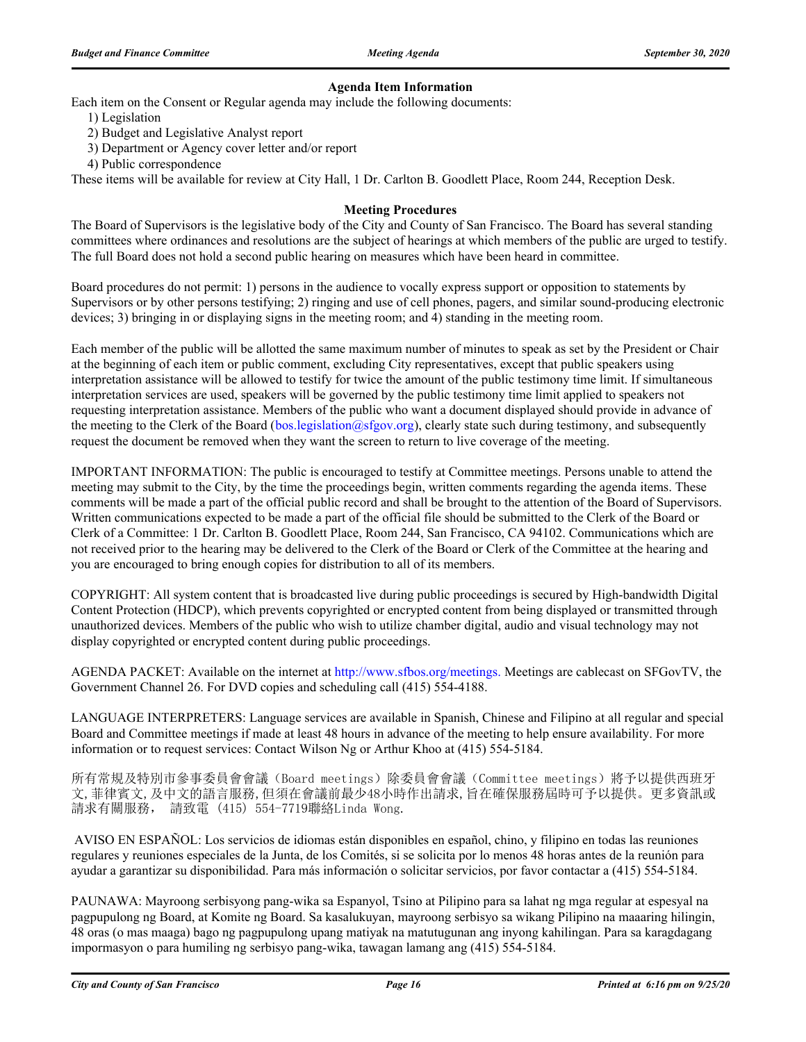## Agenda Item Information

Each item on the Consent or Regular agenda may include the following documents:

1) Legislation
2) Budget and Legislative Analyst report
3) Department or Agency cover letter and/or report
4) Public correspondence

These items will be available for review at City Hall, 1 Dr. Carlton B. Goodlett Place, Room 244, Reception Desk.

## Meeting Procedures

The Board of Supervisors is the legislative body of the City and County of San Francisco. The Board has several standing committees where ordinances and resolutions are the subject of hearings at which members of the public are urged to testify. The full Board does not hold a second public hearing on measures which have been heard in committee.

Board procedures do not permit: 1) persons in the audience to vocally express support or opposition to statements by Supervisors or by other persons testifying; 2) ringing and use of cell phones, pagers, and similar sound-producing electronic devices; 3) bringing in or displaying signs in the meeting room; and 4) standing in the meeting room.

Each member of the public will be allotted the same maximum number of minutes to speak as set by the President or Chair at the beginning of each item or public comment, excluding City representatives, except that public speakers using interpretation assistance will be allowed to testify for twice the amount of the public testimony time limit. If simultaneous interpretation services are used, speakers will be governed by the public testimony time limit applied to speakers not requesting interpretation assistance. Members of the public who want a document displayed should provide in advance of the meeting to the Clerk of the Board (bos.legislation@sfgov.org), clearly state such during testimony, and subsequently request the document be removed when they want the screen to return to live coverage of the meeting.

IMPORTANT INFORMATION: The public is encouraged to testify at Committee meetings. Persons unable to attend the meeting may submit to the City, by the time the proceedings begin, written comments regarding the agenda items. These comments will be made a part of the official public record and shall be brought to the attention of the Board of Supervisors. Written communications expected to be made a part of the official file should be submitted to the Clerk of the Board or Clerk of a Committee: 1 Dr. Carlton B. Goodlett Place, Room 244, San Francisco, CA 94102. Communications which are not received prior to the hearing may be delivered to the Clerk of the Board or Clerk of the Committee at the hearing and you are encouraged to bring enough copies for distribution to all of its members.

COPYRIGHT: All system content that is broadcasted live during public proceedings is secured by High-bandwidth Digital Content Protection (HDCP), which prevents copyrighted or encrypted content from being displayed or transmitted through unauthorized devices. Members of the public who wish to utilize chamber digital, audio and visual technology may not display copyrighted or encrypted content during public proceedings.

AGENDA PACKET: Available on the internet at http://www.sfbos.org/meetings. Meetings are cablecast on SFGovTV, the Government Channel 26. For DVD copies and scheduling call (415) 554-4188.

LANGUAGE INTERPRETERS: Language services are available in Spanish, Chinese and Filipino at all regular and special Board and Committee meetings if made at least 48 hours in advance of the meeting to help ensure availability. For more information or to request services: Contact Wilson Ng or Arthur Khoo at (415) 554-5184.

所有常規及特別市參事委員會會議（Board meetings）除委員會會議（Committee meetings）將予以提供西班牙文, 菲律賓文, 及中文的語言服務, 但須在會議前最少48小時作出請求, 旨在確保服務屆時可予以提供。更多資訊或請求有關服務， 請致電 (415) 554-7719聯絡Linda Wong.

AVISO EN ESPAÑOL: Los servicios de idiomas están disponibles en español, chino, y filipino en todas las reuniones regulares y reuniones especiales de la Junta, de los Comités, si se solicita por lo menos 48 horas antes de la reunión para ayudar a garantizar su disponibilidad. Para más información o solicitar servicios, por favor contactar a (415) 554-5184.

PAUNAWA: Mayroong serbisyong pang-wika sa Espanyol, Tsino at Pilipino para sa lahat ng mga regular at espesyal na pagpupulong ng Board, at Komite ng Board. Sa kasalukuyan, mayroong serbisyo sa wikang Pilipino na maaaring hilingin, 48 oras (o mas maaga) bago ng pagpupulong upang matiyak na matutugunan ang inyong kahilingan. Para sa karagdagang impormasyon o para humiling ng serbisyo pang-wika, tawagan lamang ang (415) 554-5184.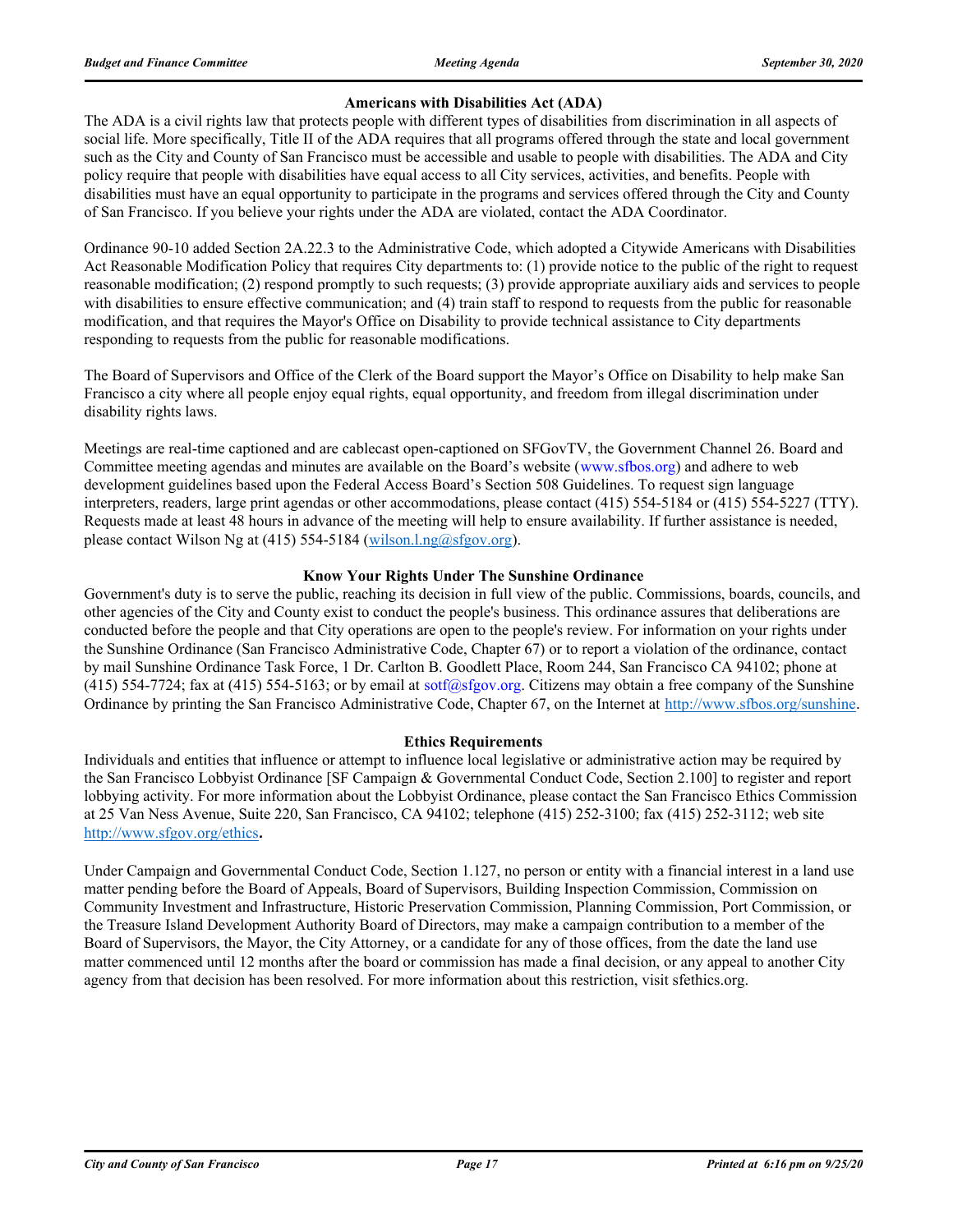### Americans with Disabilities Act (ADA)

The ADA is a civil rights law that protects people with different types of disabilities from discrimination in all aspects of social life. More specifically, Title II of the ADA requires that all programs offered through the state and local government such as the City and County of San Francisco must be accessible and usable to people with disabilities. The ADA and City policy require that people with disabilities have equal access to all City services, activities, and benefits. People with disabilities must have an equal opportunity to participate in the programs and services offered through the City and County of San Francisco. If you believe your rights under the ADA are violated, contact the ADA Coordinator.

Ordinance 90-10 added Section 2A.22.3 to the Administrative Code, which adopted a Citywide Americans with Disabilities Act Reasonable Modification Policy that requires City departments to: (1) provide notice to the public of the right to request reasonable modification; (2) respond promptly to such requests; (3) provide appropriate auxiliary aids and services to people with disabilities to ensure effective communication; and (4) train staff to respond to requests from the public for reasonable modification, and that requires the Mayor's Office on Disability to provide technical assistance to City departments responding to requests from the public for reasonable modifications.

The Board of Supervisors and Office of the Clerk of the Board support the Mayor's Office on Disability to help make San Francisco a city where all people enjoy equal rights, equal opportunity, and freedom from illegal discrimination under disability rights laws.

Meetings are real-time captioned and are cablecast open-captioned on SFGovTV, the Government Channel 26. Board and Committee meeting agendas and minutes are available on the Board's website (www.sfbos.org) and adhere to web development guidelines based upon the Federal Access Board's Section 508 Guidelines. To request sign language interpreters, readers, large print agendas or other accommodations, please contact (415) 554-5184 or (415) 554-5227 (TTY). Requests made at least 48 hours in advance of the meeting will help to ensure availability. If further assistance is needed, please contact Wilson Ng at (415) 554-5184 (wilson.l.ng@sfgov.org).

### Know Your Rights Under The Sunshine Ordinance

Government's duty is to serve the public, reaching its decision in full view of the public. Commissions, boards, councils, and other agencies of the City and County exist to conduct the people's business. This ordinance assures that deliberations are conducted before the people and that City operations are open to the people's review. For information on your rights under the Sunshine Ordinance (San Francisco Administrative Code, Chapter 67) or to report a violation of the ordinance, contact by mail Sunshine Ordinance Task Force, 1 Dr. Carlton B. Goodlett Place, Room 244, San Francisco CA 94102; phone at (415) 554-7724; fax at (415) 554-5163; or by email at sotf@sfgov.org. Citizens may obtain a free company of the Sunshine Ordinance by printing the San Francisco Administrative Code, Chapter 67, on the Internet at http://www.sfbos.org/sunshine.

### Ethics Requirements

Individuals and entities that influence or attempt to influence local legislative or administrative action may be required by the San Francisco Lobbyist Ordinance [SF Campaign & Governmental Conduct Code, Section 2.100] to register and report lobbying activity. For more information about the Lobbyist Ordinance, please contact the San Francisco Ethics Commission at 25 Van Ness Avenue, Suite 220, San Francisco, CA 94102; telephone (415) 252-3100; fax (415) 252-3112; web site http://www.sfgov.org/ethics.

Under Campaign and Governmental Conduct Code, Section 1.127, no person or entity with a financial interest in a land use matter pending before the Board of Appeals, Board of Supervisors, Building Inspection Commission, Commission on Community Investment and Infrastructure, Historic Preservation Commission, Planning Commission, Port Commission, or the Treasure Island Development Authority Board of Directors, may make a campaign contribution to a member of the Board of Supervisors, the Mayor, the City Attorney, or a candidate for any of those offices, from the date the land use matter commenced until 12 months after the board or commission has made a final decision, or any appeal to another City agency from that decision has been resolved. For more information about this restriction, visit sfethics.org.